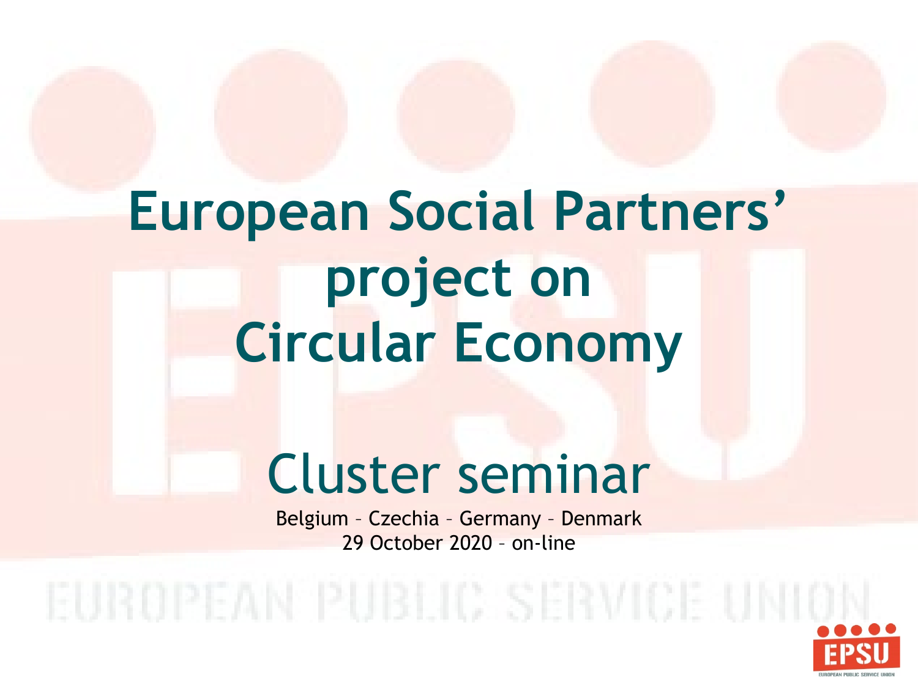# European Social Partners' project on Circular Economy

## Cluster seminar

Belgium – Czechia – Germany – Denmark

29 October 2020 – on-line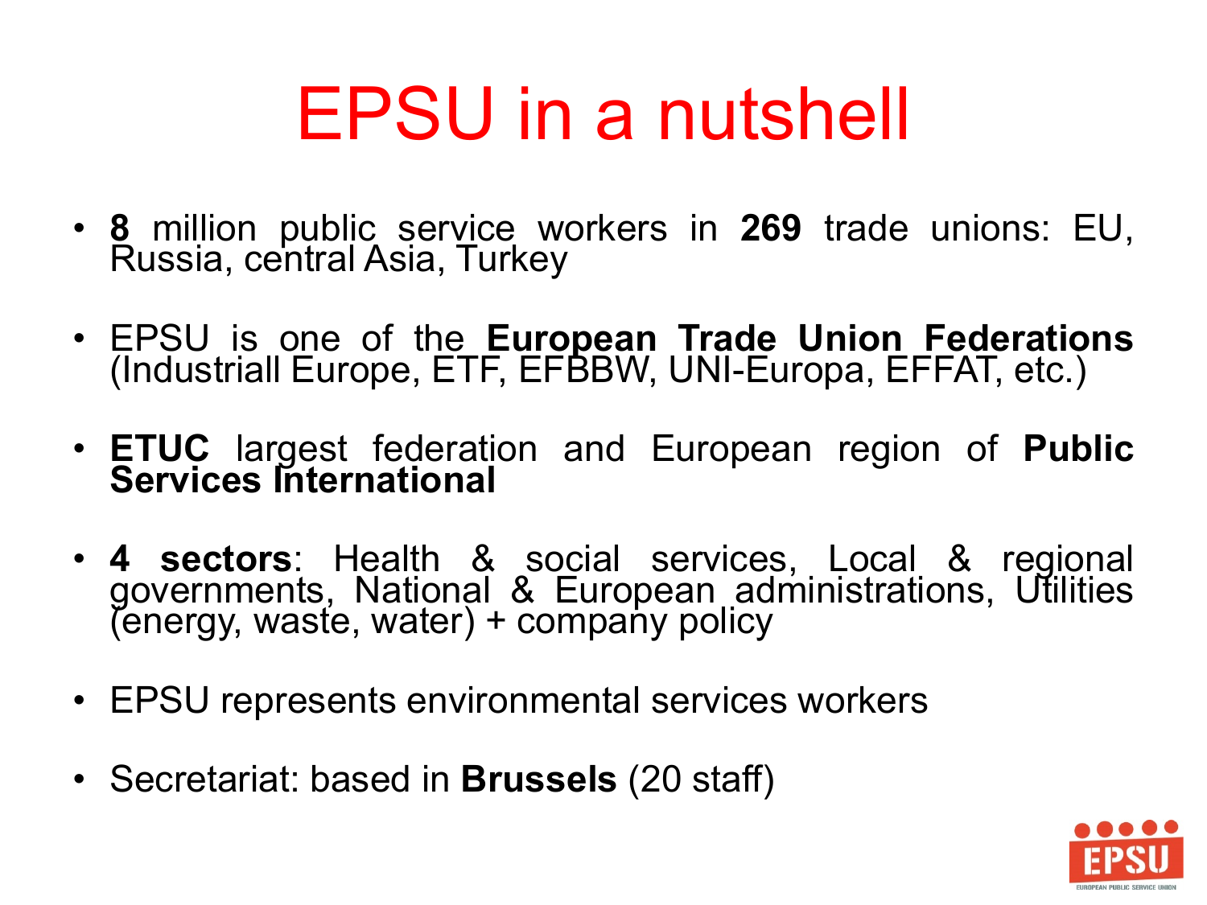# EPSU in a nutshell

- **8** million public service workers in **269** trade unions: EU, Russia, central Asia, Turkey
- EPSU is one of the **European Trade Union Federations** (Industriall Europe, ETF, EFBBW, UNI-Europa, EFFAT, etc.)
- **ETUC** largest federation and European region of **Public Services International**
- **4 sectors**: Health & social services, Local & regional governments, National & European administrations, Utilities (energy, waste, water) + company policy
- EPSU represents environmental services workers
- Secretariat: based in **Brussels** (20 staff)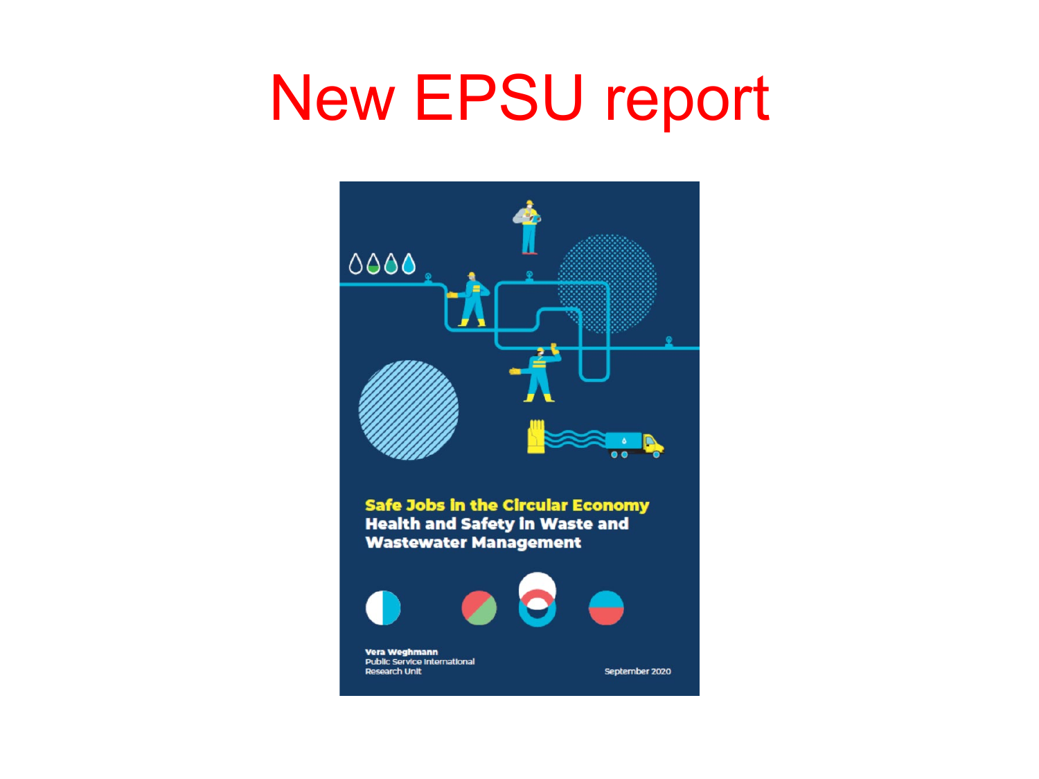# New EPSU report

**Safe Jobs in the Circular Economy**
**Health and Safety in Waste and Wastewater Management**

Vera Weghmann
Public Service International
Research Unit

September 2020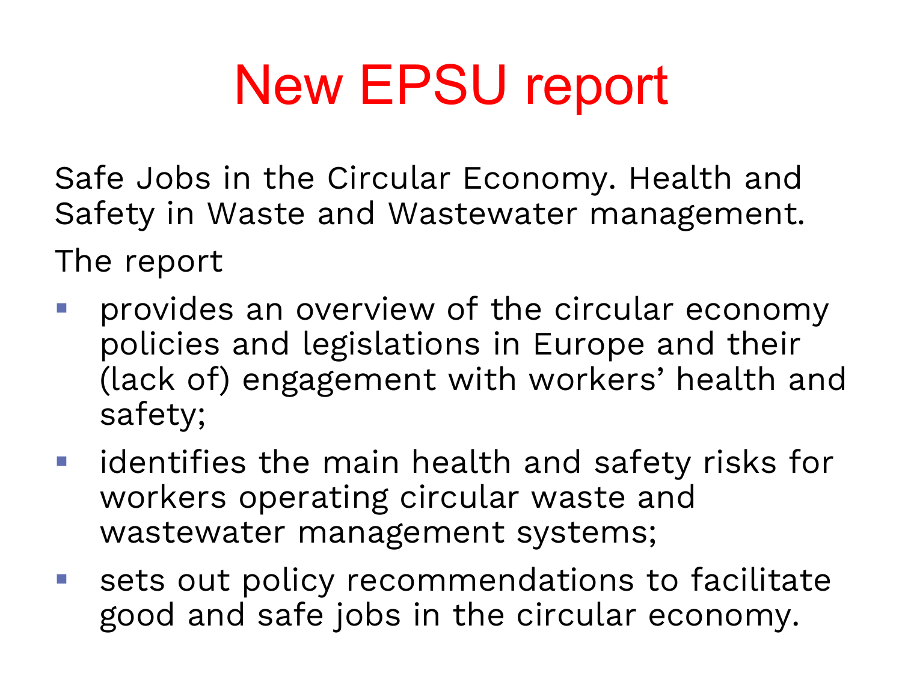# New EPSU report

Safe Jobs in the Circular Economy. Health and Safety in Waste and Wastewater management.

The report

- provides an overview of the circular economy policies and legislations in Europe and their (lack of) engagement with workers' health and safety;
- identifies the main health and safety risks for workers operating circular waste and wastewater management systems;
- sets out policy recommendations to facilitate good and safe jobs in the circular economy.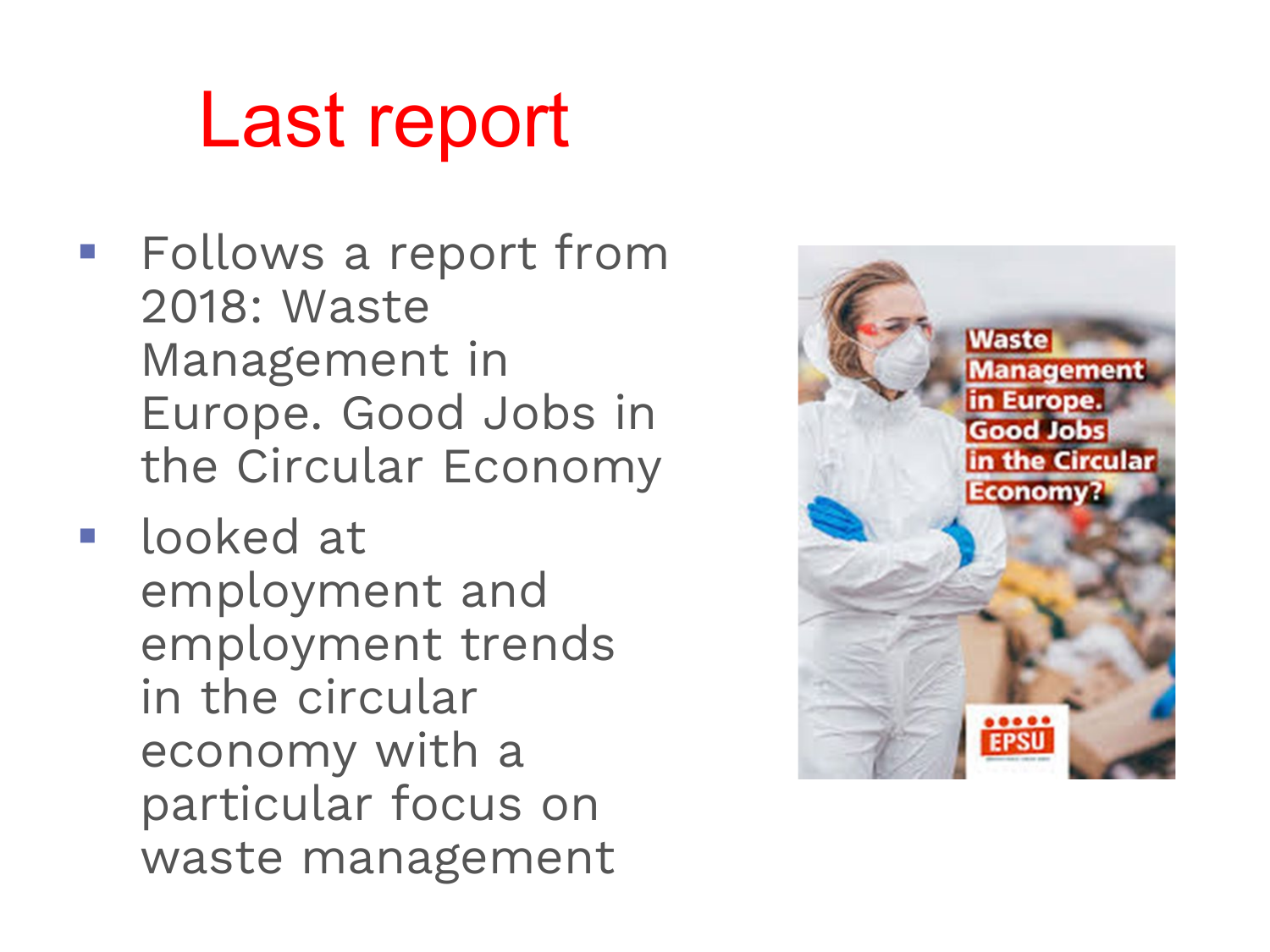# Last report

- Follows a report from 2018: Waste Management in Europe. Good Jobs in the Circular Economy
- looked at employment and employment trends in the circular economy with a particular focus on waste management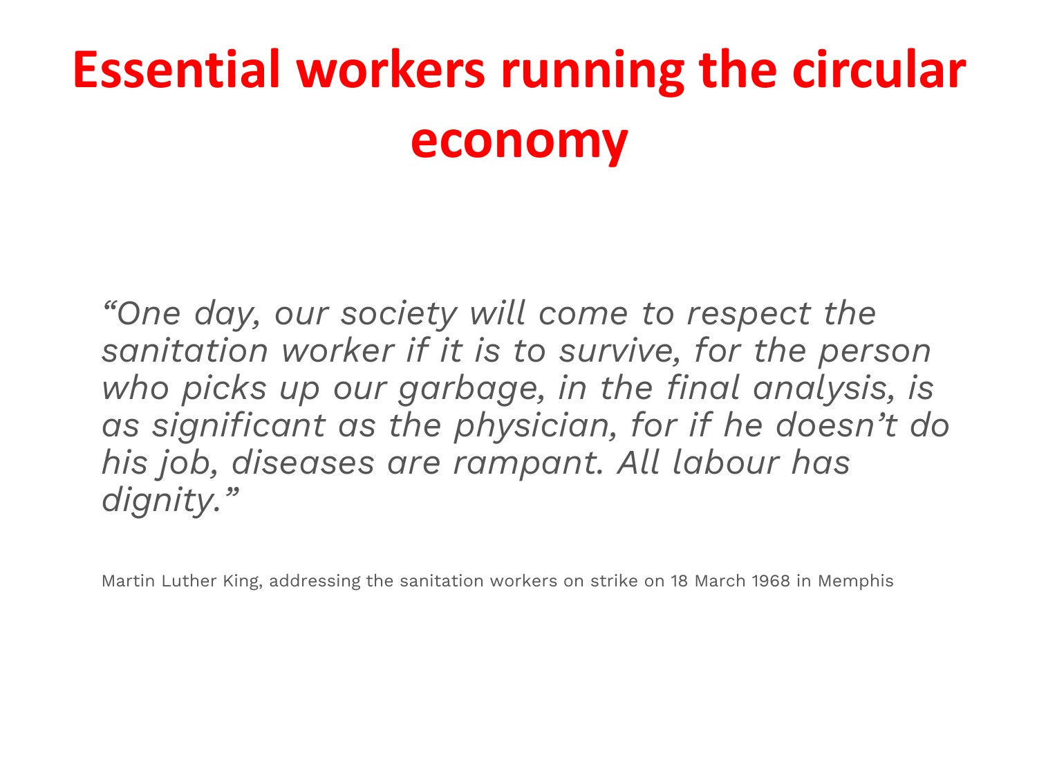# Essential workers running the circular economy

*“One day, our society will come to respect the sanitation worker if it is to survive, for the person who picks up our garbage, in the final analysis, is as significant as the physician, for if he doesn’t do his job, diseases are rampant. All labour has dignity.”*

Martin Luther King, addressing the sanitation workers on strike on 18 March 1968 in Memphis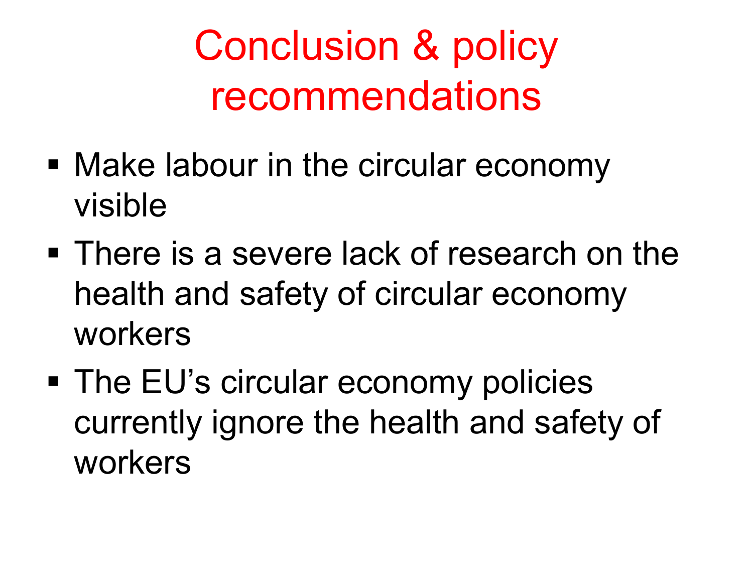# Conclusion & policy recommendations

- Make labour in the circular economy visible
- There is a severe lack of research on the health and safety of circular economy workers
- The EU's circular economy policies currently ignore the health and safety of workers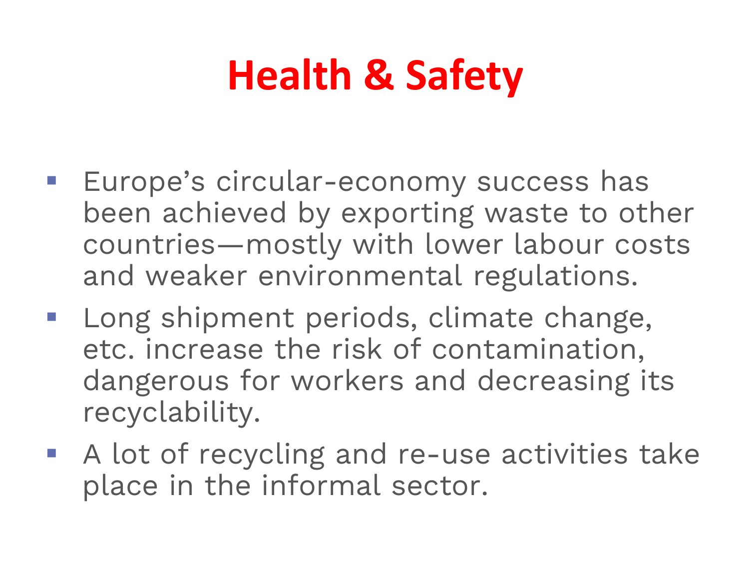# Health & Safety

- Europe's circular-economy success has been achieved by exporting waste to other countries—mostly with lower labour costs and weaker environmental regulations.
- Long shipment periods, climate change, etc. increase the risk of contamination, dangerous for workers and decreasing its recyclability.
- A lot of recycling and re-use activities take place in the informal sector.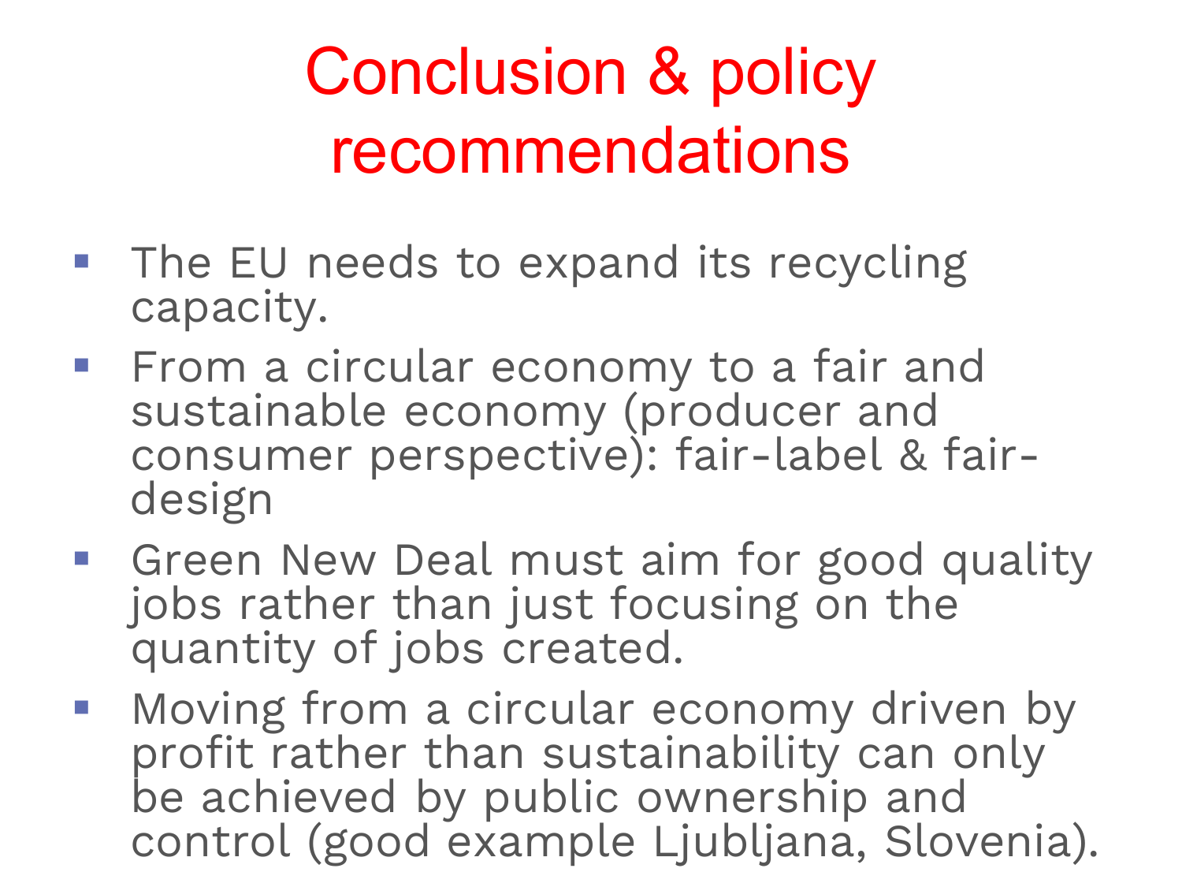# Conclusion & policy recommendations

- The EU needs to expand its recycling capacity.
- From a circular economy to a fair and sustainable economy (producer and consumer perspective): fair-label & fair-design
- Green New Deal must aim for good quality jobs rather than just focusing on the quantity of jobs created.
- Moving from a circular economy driven by profit rather than sustainability can only be achieved by public ownership and control (good example Ljubljana, Slovenia).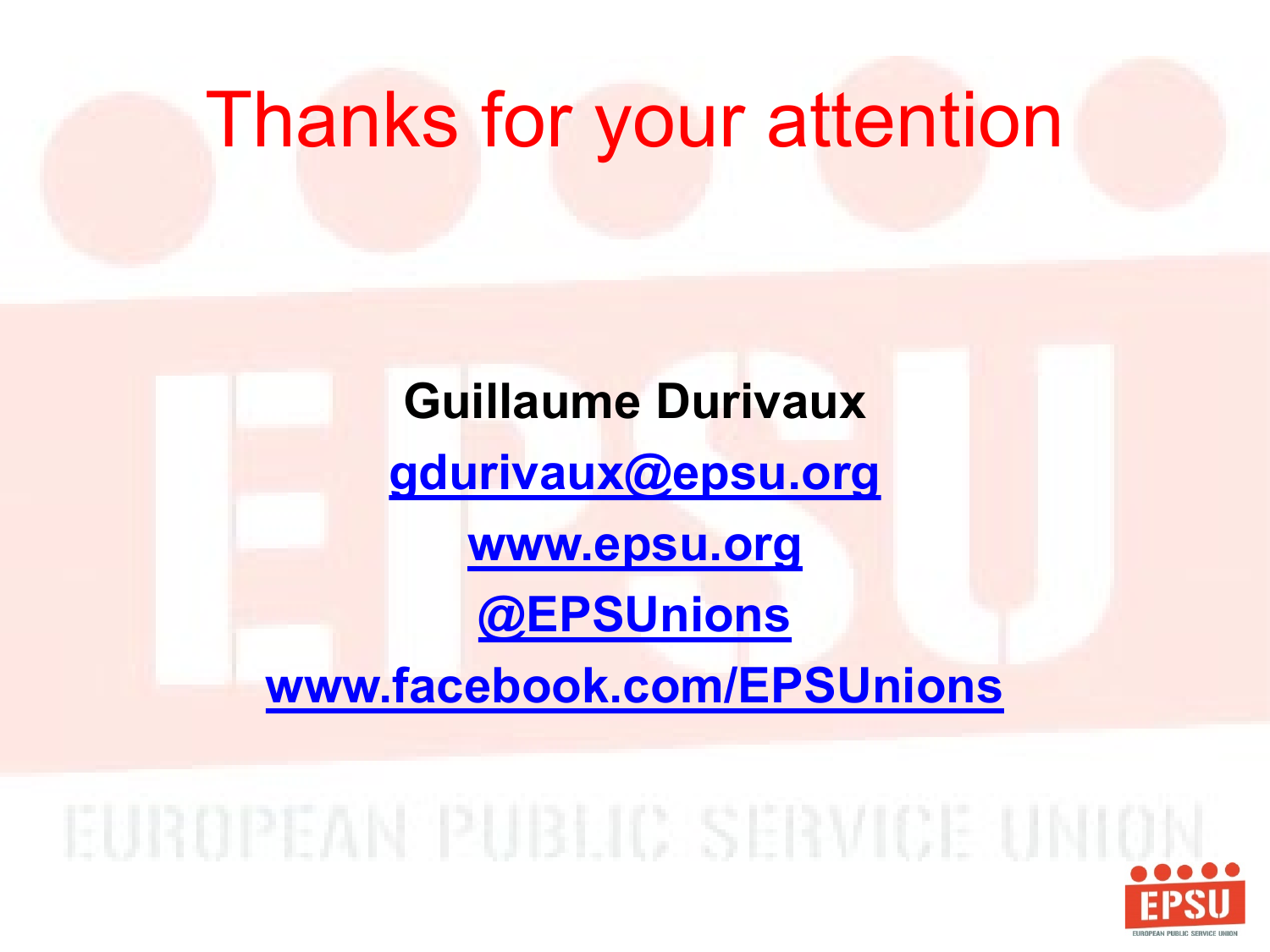# Thanks for your attention

**Guillaume Durivaux**

**gdurivaux@epsu.org**

**www.epsu.org**

**@EPSUnions**

**www.facebook.com/EPSUnions**